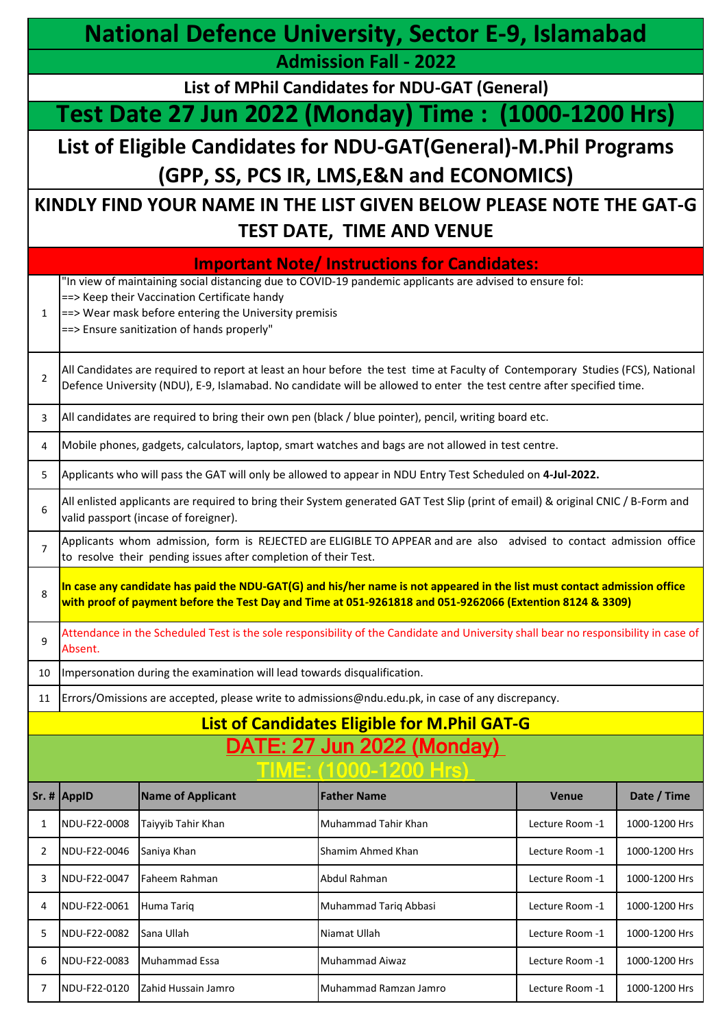# National Defence University, Sector E-9, Islamabad

## Admission Fall - 2022

### List of MPhil Candidates for NDU-GAT (General)

## Test Date 27 Jun 2022 (Monday) Time : (1000-1200 Hrs)

## List of Eligible Candidates for NDU-GAT(General)-M.Phil Programs (GPP, SS, PCS IR, LMS,E&N and ECONOMICS)

### KINDLY FIND YOUR NAME IN THE LIST GIVEN BELOW PLEASE NOTE THE GAT-G TEST DATE, TIME AND VENUE

### Important Note/ Instructions for Candidates:

| | |
|---|---|
| 1 | "In view of maintaining social distancing due to COVID-19 pandemic applicants are advised to ensure fol:<br>==> Keep their Vaccination Certificate handy<br>==> Wear mask before entering the University premisis<br>==> Ensure sanitization of hands properly" |
| 2 | All Candidates are required to report at least an hour before the test time at Faculty of Contemporary Studies (FCS), National Defence University (NDU), E-9, Islamabad. No candidate will be allowed to enter the test centre after specified time. |
| 3 | All candidates are required to bring their own pen (black / blue pointer), pencil, writing board etc. |
| 4 | Mobile phones, gadgets, calculators, laptop, smart watches and bags are not allowed in test centre. |
| 5 | Applicants who will pass the GAT will only be allowed to appear in NDU Entry Test Scheduled on **4-Jul-2022.** |
| 6 | All enlisted applicants are required to bring their System generated GAT Test Slip (print of email) & original CNIC / B-Form and valid passport (incase of foreigner). |
| 7 | Applicants whom admission, form is REJECTED are ELIGIBLE TO APPEAR and are also advised to contact admission office to resolve their pending issues after completion of their Test. |
| 8 | **In case any candidate has paid the NDU-GAT(G) and his/her name is not appeared in the list must contact admission office with proof of payment before the Test Day and Time at 051-9261818 and 051-9262066 (Extention 8124 & 3309)** |
| 9 | Attendance in the Scheduled Test is the sole responsibility of the Candidate and University shall bear no responsibility in case of Absent. |
| 10 | Impersonation during the examination will lead towards disqualification. |
| 11 | Errors/Omissions are accepted, please write to admissions@ndu.edu.pk, in case of any discrepancy. |

### List of Candidates Eligible for M.Phil GAT-G

**DATE: 27 Jun 2022 (Monday)**

**TIME: (1000-1200 Hrs)**

| Sr. # | AppID | Name of Applicant | Father Name | Venue | Date / Time |
|---|---|---|---|---|---|
| 1 | NDU-F22-0008 | Taiyyib Tahir Khan | Muhammad Tahir Khan | Lecture Room -1 | 1000-1200 Hrs |
| 2 | NDU-F22-0046 | Saniya Khan | Shamim Ahmed Khan | Lecture Room -1 | 1000-1200 Hrs |
| 3 | NDU-F22-0047 | Faheem Rahman | Abdul Rahman | Lecture Room -1 | 1000-1200 Hrs |
| 4 | NDU-F22-0061 | Huma Tariq | Muhammad Tariq Abbasi | Lecture Room -1 | 1000-1200 Hrs |
| 5 | NDU-F22-0082 | Sana Ullah | Niamat Ullah | Lecture Room -1 | 1000-1200 Hrs |
| 6 | NDU-F22-0083 | Muhammad Essa | Muhammad Aiwaz | Lecture Room -1 | 1000-1200 Hrs |
| 7 | NDU-F22-0120 | Zahid Hussain Jamro | Muhammad Ramzan Jamro | Lecture Room -1 | 1000-1200 Hrs |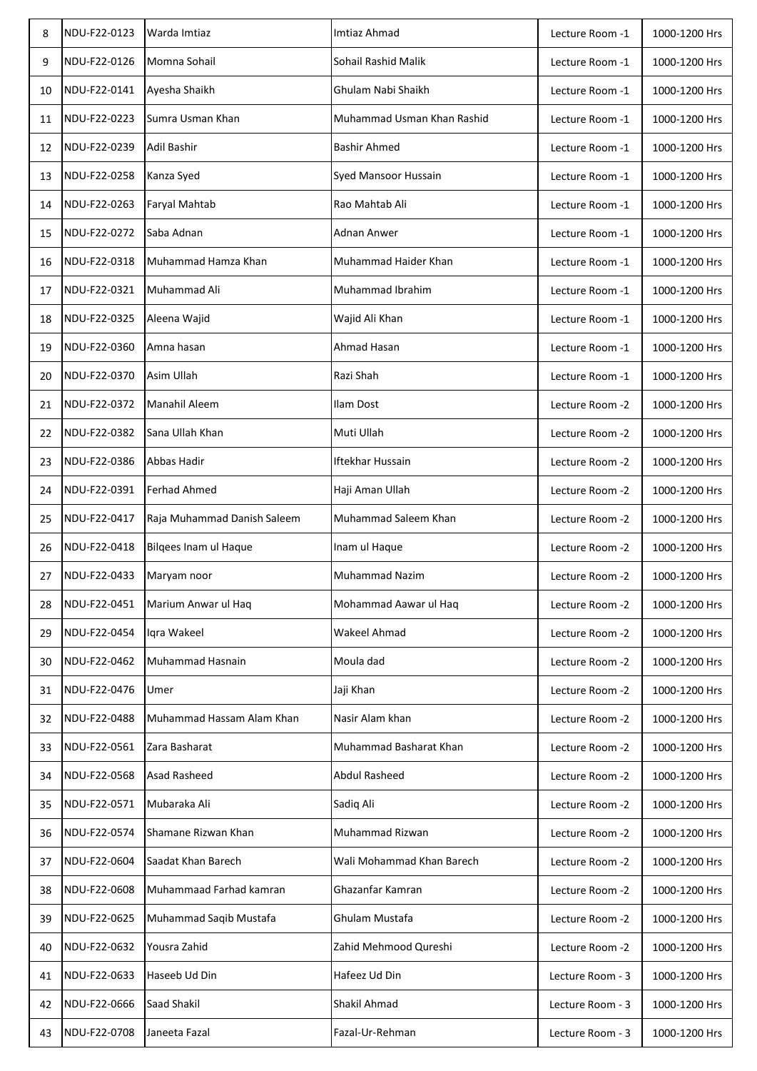| 8 | NDU-F22-0123 | Warda Imtiaz | Imtiaz Ahmad | Lecture Room -1 | 1000-1200 Hrs |
|---|---|---|---|---|---|
| 9 | NDU-F22-0126 | Momna Sohail | Sohail Rashid Malik | Lecture Room -1 | 1000-1200 Hrs |
| 10 | NDU-F22-0141 | Ayesha Shaikh | Ghulam Nabi Shaikh | Lecture Room -1 | 1000-1200 Hrs |
| 11 | NDU-F22-0223 | Sumra Usman Khan | Muhammad Usman Khan Rashid | Lecture Room -1 | 1000-1200 Hrs |
| 12 | NDU-F22-0239 | Adil Bashir | Bashir Ahmed | Lecture Room -1 | 1000-1200 Hrs |
| 13 | NDU-F22-0258 | Kanza Syed | Syed Mansoor Hussain | Lecture Room -1 | 1000-1200 Hrs |
| 14 | NDU-F22-0263 | Faryal Mahtab | Rao Mahtab Ali | Lecture Room -1 | 1000-1200 Hrs |
| 15 | NDU-F22-0272 | Saba Adnan | Adnan Anwer | Lecture Room -1 | 1000-1200 Hrs |
| 16 | NDU-F22-0318 | Muhammad Hamza Khan | Muhammad Haider Khan | Lecture Room -1 | 1000-1200 Hrs |
| 17 | NDU-F22-0321 | Muhammad Ali | Muhammad Ibrahim | Lecture Room -1 | 1000-1200 Hrs |
| 18 | NDU-F22-0325 | Aleena Wajid | Wajid Ali Khan | Lecture Room -1 | 1000-1200 Hrs |
| 19 | NDU-F22-0360 | Amna hasan | Ahmad Hasan | Lecture Room -1 | 1000-1200 Hrs |
| 20 | NDU-F22-0370 | Asim Ullah | Razi Shah | Lecture Room -1 | 1000-1200 Hrs |
| 21 | NDU-F22-0372 | Manahil Aleem | Ilam Dost | Lecture Room -2 | 1000-1200 Hrs |
| 22 | NDU-F22-0382 | Sana Ullah Khan | Muti Ullah | Lecture Room -2 | 1000-1200 Hrs |
| 23 | NDU-F22-0386 | Abbas Hadir | Iftekhar Hussain | Lecture Room -2 | 1000-1200 Hrs |
| 24 | NDU-F22-0391 | Ferhad Ahmed | Haji Aman Ullah | Lecture Room -2 | 1000-1200 Hrs |
| 25 | NDU-F22-0417 | Raja Muhammad Danish Saleem | Muhammad Saleem Khan | Lecture Room -2 | 1000-1200 Hrs |
| 26 | NDU-F22-0418 | Bilqees Inam ul Haque | Inam ul Haque | Lecture Room -2 | 1000-1200 Hrs |
| 27 | NDU-F22-0433 | Maryam noor | Muhammad Nazim | Lecture Room -2 | 1000-1200 Hrs |
| 28 | NDU-F22-0451 | Marium Anwar ul Haq | Mohammad Aawar ul Haq | Lecture Room -2 | 1000-1200 Hrs |
| 29 | NDU-F22-0454 | Iqra Wakeel | Wakeel Ahmad | Lecture Room -2 | 1000-1200 Hrs |
| 30 | NDU-F22-0462 | Muhammad Hasnain | Moula dad | Lecture Room -2 | 1000-1200 Hrs |
| 31 | NDU-F22-0476 | Umer | Jaji Khan | Lecture Room -2 | 1000-1200 Hrs |
| 32 | NDU-F22-0488 | Muhammad Hassam Alam Khan | Nasir Alam khan | Lecture Room -2 | 1000-1200 Hrs |
| 33 | NDU-F22-0561 | Zara Basharat | Muhammad Basharat Khan | Lecture Room -2 | 1000-1200 Hrs |
| 34 | NDU-F22-0568 | Asad Rasheed | Abdul Rasheed | Lecture Room -2 | 1000-1200 Hrs |
| 35 | NDU-F22-0571 | Mubaraka Ali | Sadiq Ali | Lecture Room -2 | 1000-1200 Hrs |
| 36 | NDU-F22-0574 | Shamane Rizwan Khan | Muhammad Rizwan | Lecture Room -2 | 1000-1200 Hrs |
| 37 | NDU-F22-0604 | Saadat Khan Barech | Wali Mohammad Khan Barech | Lecture Room -2 | 1000-1200 Hrs |
| 38 | NDU-F22-0608 | Muhammaad Farhad kamran | Ghazanfar Kamran | Lecture Room -2 | 1000-1200 Hrs |
| 39 | NDU-F22-0625 | Muhammad Saqib Mustafa | Ghulam Mustafa | Lecture Room -2 | 1000-1200 Hrs |
| 40 | NDU-F22-0632 | Yousra Zahid | Zahid Mehmood Qureshi | Lecture Room -2 | 1000-1200 Hrs |
| 41 | NDU-F22-0633 | Haseeb Ud Din | Hafeez Ud Din | Lecture Room - 3 | 1000-1200 Hrs |
| 42 | NDU-F22-0666 | Saad Shakil | Shakil Ahmad | Lecture Room - 3 | 1000-1200 Hrs |
| 43 | NDU-F22-0708 | Janeeta Fazal | Fazal-Ur-Rehman | Lecture Room - 3 | 1000-1200 Hrs |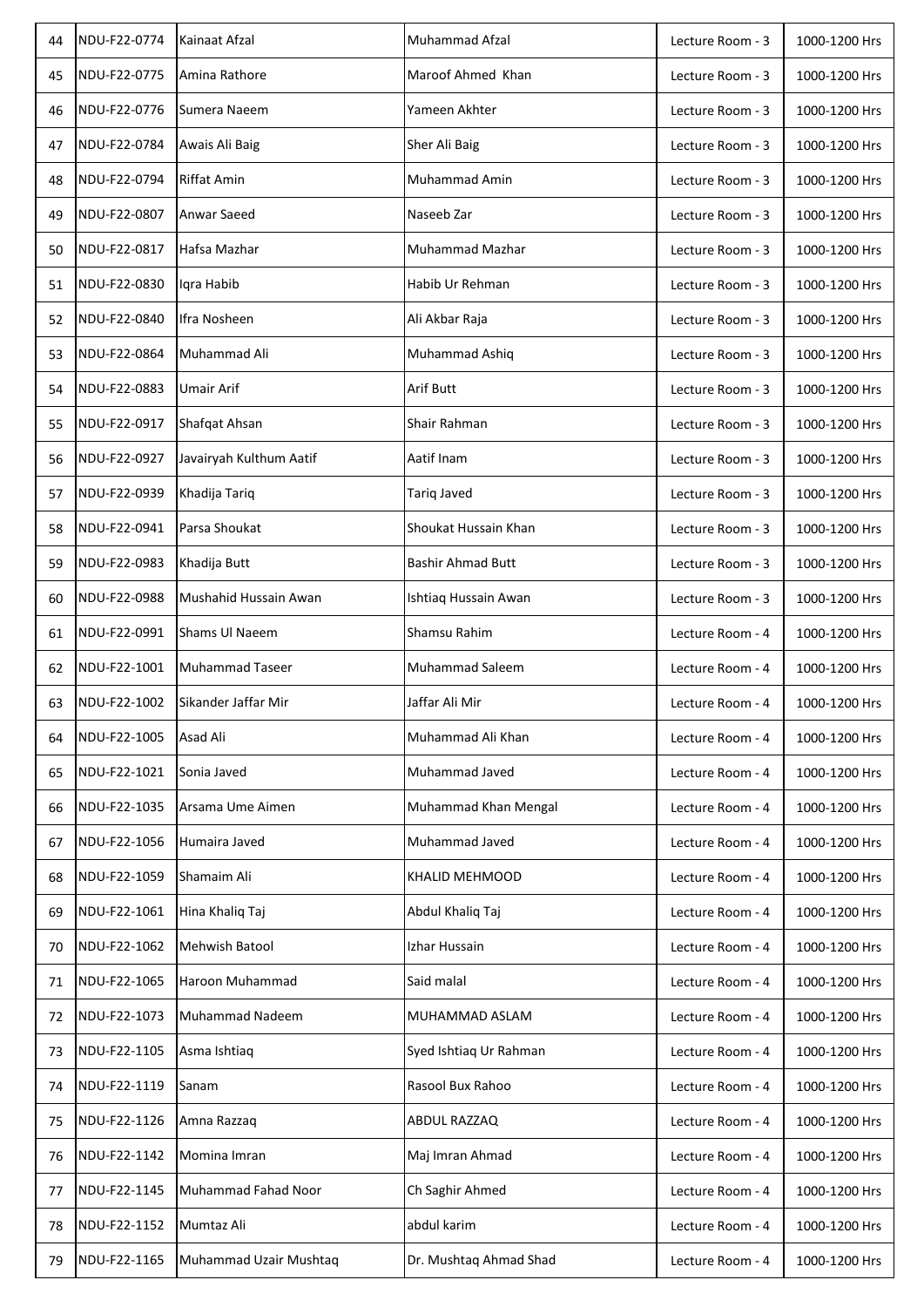| 44 | NDU-F22-0774 | Kainaat Afzal | Muhammad Afzal | Lecture Room - 3 | 1000-1200 Hrs |
|---|---|---|---|---|---|
| 45 | NDU-F22-0775 | Amina Rathore | Maroof Ahmed Khan | Lecture Room - 3 | 1000-1200 Hrs |
| 46 | NDU-F22-0776 | Sumera Naeem | Yameen Akhter | Lecture Room - 3 | 1000-1200 Hrs |
| 47 | NDU-F22-0784 | Awais Ali Baig | Sher Ali Baig | Lecture Room - 3 | 1000-1200 Hrs |
| 48 | NDU-F22-0794 | Riffat Amin | Muhammad Amin | Lecture Room - 3 | 1000-1200 Hrs |
| 49 | NDU-F22-0807 | Anwar Saeed | Naseeb Zar | Lecture Room - 3 | 1000-1200 Hrs |
| 50 | NDU-F22-0817 | Hafsa Mazhar | Muhammad Mazhar | Lecture Room - 3 | 1000-1200 Hrs |
| 51 | NDU-F22-0830 | Iqra Habib | Habib Ur Rehman | Lecture Room - 3 | 1000-1200 Hrs |
| 52 | NDU-F22-0840 | Ifra Nosheen | Ali Akbar Raja | Lecture Room - 3 | 1000-1200 Hrs |
| 53 | NDU-F22-0864 | Muhammad Ali | Muhammad Ashiq | Lecture Room - 3 | 1000-1200 Hrs |
| 54 | NDU-F22-0883 | Umair Arif | Arif Butt | Lecture Room - 3 | 1000-1200 Hrs |
| 55 | NDU-F22-0917 | Shafqat Ahsan | Shair Rahman | Lecture Room - 3 | 1000-1200 Hrs |
| 56 | NDU-F22-0927 | Javairyah Kulthum Aatif | Aatif Inam | Lecture Room - 3 | 1000-1200 Hrs |
| 57 | NDU-F22-0939 | Khadija Tariq | Tariq Javed | Lecture Room - 3 | 1000-1200 Hrs |
| 58 | NDU-F22-0941 | Parsa Shoukat | Shoukat Hussain Khan | Lecture Room - 3 | 1000-1200 Hrs |
| 59 | NDU-F22-0983 | Khadija Butt | Bashir Ahmad Butt | Lecture Room - 3 | 1000-1200 Hrs |
| 60 | NDU-F22-0988 | Mushahid Hussain Awan | Ishtiaq Hussain Awan | Lecture Room - 3 | 1000-1200 Hrs |
| 61 | NDU-F22-0991 | Shams Ul Naeem | Shamsu Rahim | Lecture Room - 4 | 1000-1200 Hrs |
| 62 | NDU-F22-1001 | Muhammad Taseer | Muhammad Saleem | Lecture Room - 4 | 1000-1200 Hrs |
| 63 | NDU-F22-1002 | Sikander Jaffar Mir | Jaffar Ali Mir | Lecture Room - 4 | 1000-1200 Hrs |
| 64 | NDU-F22-1005 | Asad Ali | Muhammad Ali Khan | Lecture Room - 4 | 1000-1200 Hrs |
| 65 | NDU-F22-1021 | Sonia Javed | Muhammad Javed | Lecture Room - 4 | 1000-1200 Hrs |
| 66 | NDU-F22-1035 | Arsama Ume Aimen | Muhammad Khan Mengal | Lecture Room - 4 | 1000-1200 Hrs |
| 67 | NDU-F22-1056 | Humaira Javed | Muhammad Javed | Lecture Room - 4 | 1000-1200 Hrs |
| 68 | NDU-F22-1059 | Shamaim Ali | KHALID MEHMOOD | Lecture Room - 4 | 1000-1200 Hrs |
| 69 | NDU-F22-1061 | Hina Khaliq Taj | Abdul Khaliq Taj | Lecture Room - 4 | 1000-1200 Hrs |
| 70 | NDU-F22-1062 | Mehwish Batool | Izhar Hussain | Lecture Room - 4 | 1000-1200 Hrs |
| 71 | NDU-F22-1065 | Haroon Muhammad | Said malal | Lecture Room - 4 | 1000-1200 Hrs |
| 72 | NDU-F22-1073 | Muhammad Nadeem | MUHAMMAD ASLAM | Lecture Room - 4 | 1000-1200 Hrs |
| 73 | NDU-F22-1105 | Asma Ishtiaq | Syed Ishtiaq Ur Rahman | Lecture Room - 4 | 1000-1200 Hrs |
| 74 | NDU-F22-1119 | Sanam | Rasool Bux Rahoo | Lecture Room - 4 | 1000-1200 Hrs |
| 75 | NDU-F22-1126 | Amna Razzaq | ABDUL RAZZAQ | Lecture Room - 4 | 1000-1200 Hrs |
| 76 | NDU-F22-1142 | Momina Imran | Maj Imran Ahmad | Lecture Room - 4 | 1000-1200 Hrs |
| 77 | NDU-F22-1145 | Muhammad Fahad Noor | Ch Saghir Ahmed | Lecture Room - 4 | 1000-1200 Hrs |
| 78 | NDU-F22-1152 | Mumtaz Ali | abdul karim | Lecture Room - 4 | 1000-1200 Hrs |
| 79 | NDU-F22-1165 | Muhammad Uzair Mushtaq | Dr. Mushtaq Ahmad Shad | Lecture Room - 4 | 1000-1200 Hrs |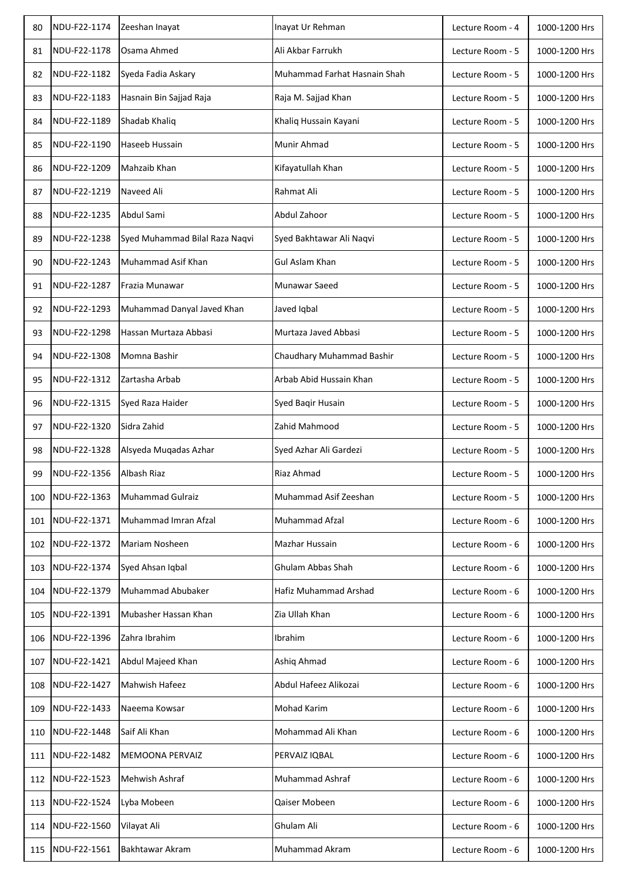| | | | | | |
|---|---|---|---|---|---|
| 80 | NDU-F22-1174 | Zeeshan Inayat | Inayat Ur Rehman | Lecture Room - 4 | 1000-1200 Hrs |
| 81 | NDU-F22-1178 | Osama Ahmed | Ali Akbar Farrukh | Lecture Room - 5 | 1000-1200 Hrs |
| 82 | NDU-F22-1182 | Syeda Fadia Askary | Muhammad Farhat Hasnain Shah | Lecture Room - 5 | 1000-1200 Hrs |
| 83 | NDU-F22-1183 | Hasnain Bin Sajjad Raja | Raja M. Sajjad Khan | Lecture Room - 5 | 1000-1200 Hrs |
| 84 | NDU-F22-1189 | Shadab Khaliq | Khaliq Hussain Kayani | Lecture Room - 5 | 1000-1200 Hrs |
| 85 | NDU-F22-1190 | Haseeb Hussain | Munir Ahmad | Lecture Room - 5 | 1000-1200 Hrs |
| 86 | NDU-F22-1209 | Mahzaib Khan | Kifayatullah Khan | Lecture Room - 5 | 1000-1200 Hrs |
| 87 | NDU-F22-1219 | Naveed Ali | Rahmat Ali | Lecture Room - 5 | 1000-1200 Hrs |
| 88 | NDU-F22-1235 | Abdul Sami | Abdul Zahoor | Lecture Room - 5 | 1000-1200 Hrs |
| 89 | NDU-F22-1238 | Syed Muhammad Bilal Raza Naqvi | Syed Bakhtawar Ali Naqvi | Lecture Room - 5 | 1000-1200 Hrs |
| 90 | NDU-F22-1243 | Muhammad Asif Khan | Gul Aslam Khan | Lecture Room - 5 | 1000-1200 Hrs |
| 91 | NDU-F22-1287 | Frazia Munawar | Munawar Saeed | Lecture Room - 5 | 1000-1200 Hrs |
| 92 | NDU-F22-1293 | Muhammad Danyal Javed Khan | Javed Iqbal | Lecture Room - 5 | 1000-1200 Hrs |
| 93 | NDU-F22-1298 | Hassan Murtaza Abbasi | Murtaza Javed Abbasi | Lecture Room - 5 | 1000-1200 Hrs |
| 94 | NDU-F22-1308 | Momna Bashir | Chaudhary Muhammad Bashir | Lecture Room - 5 | 1000-1200 Hrs |
| 95 | NDU-F22-1312 | Zartasha Arbab | Arbab Abid Hussain Khan | Lecture Room - 5 | 1000-1200 Hrs |
| 96 | NDU-F22-1315 | Syed Raza Haider | Syed Baqir Husain | Lecture Room - 5 | 1000-1200 Hrs |
| 97 | NDU-F22-1320 | Sidra Zahid | Zahid Mahmood | Lecture Room - 5 | 1000-1200 Hrs |
| 98 | NDU-F22-1328 | Alsyeda Muqadas Azhar | Syed Azhar Ali Gardezi | Lecture Room - 5 | 1000-1200 Hrs |
| 99 | NDU-F22-1356 | Albash Riaz | Riaz Ahmad | Lecture Room - 5 | 1000-1200 Hrs |
| 100 | NDU-F22-1363 | Muhammad Gulraiz | Muhammad Asif Zeeshan | Lecture Room - 5 | 1000-1200 Hrs |
| 101 | NDU-F22-1371 | Muhammad Imran Afzal | Muhammad Afzal | Lecture Room - 6 | 1000-1200 Hrs |
| 102 | NDU-F22-1372 | Mariam Nosheen | Mazhar Hussain | Lecture Room - 6 | 1000-1200 Hrs |
| 103 | NDU-F22-1374 | Syed Ahsan Iqbal | Ghulam Abbas Shah | Lecture Room - 6 | 1000-1200 Hrs |
| 104 | NDU-F22-1379 | Muhammad Abubaker | Hafiz Muhammad Arshad | Lecture Room - 6 | 1000-1200 Hrs |
| 105 | NDU-F22-1391 | Mubasher Hassan Khan | Zia Ullah Khan | Lecture Room - 6 | 1000-1200 Hrs |
| 106 | NDU-F22-1396 | Zahra Ibrahim | Ibrahim | Lecture Room - 6 | 1000-1200 Hrs |
| 107 | NDU-F22-1421 | Abdul Majeed Khan | Ashiq Ahmad | Lecture Room - 6 | 1000-1200 Hrs |
| 108 | NDU-F22-1427 | Mahwish Hafeez | Abdul Hafeez Alikozai | Lecture Room - 6 | 1000-1200 Hrs |
| 109 | NDU-F22-1433 | Naeema Kowsar | Mohad Karim | Lecture Room - 6 | 1000-1200 Hrs |
| 110 | NDU-F22-1448 | Saif Ali Khan | Mohammad Ali Khan | Lecture Room - 6 | 1000-1200 Hrs |
| 111 | NDU-F22-1482 | MEMOONA PERVAIZ | PERVAIZ IQBAL | Lecture Room - 6 | 1000-1200 Hrs |
| 112 | NDU-F22-1523 | Mehwish Ashraf | Muhammad Ashraf | Lecture Room - 6 | 1000-1200 Hrs |
| 113 | NDU-F22-1524 | Lyba Mobeen | Qaiser Mobeen | Lecture Room - 6 | 1000-1200 Hrs |
| 114 | NDU-F22-1560 | Vilayat Ali | Ghulam Ali | Lecture Room - 6 | 1000-1200 Hrs |
| 115 | NDU-F22-1561 | Bakhtawar Akram | Muhammad Akram | Lecture Room - 6 | 1000-1200 Hrs |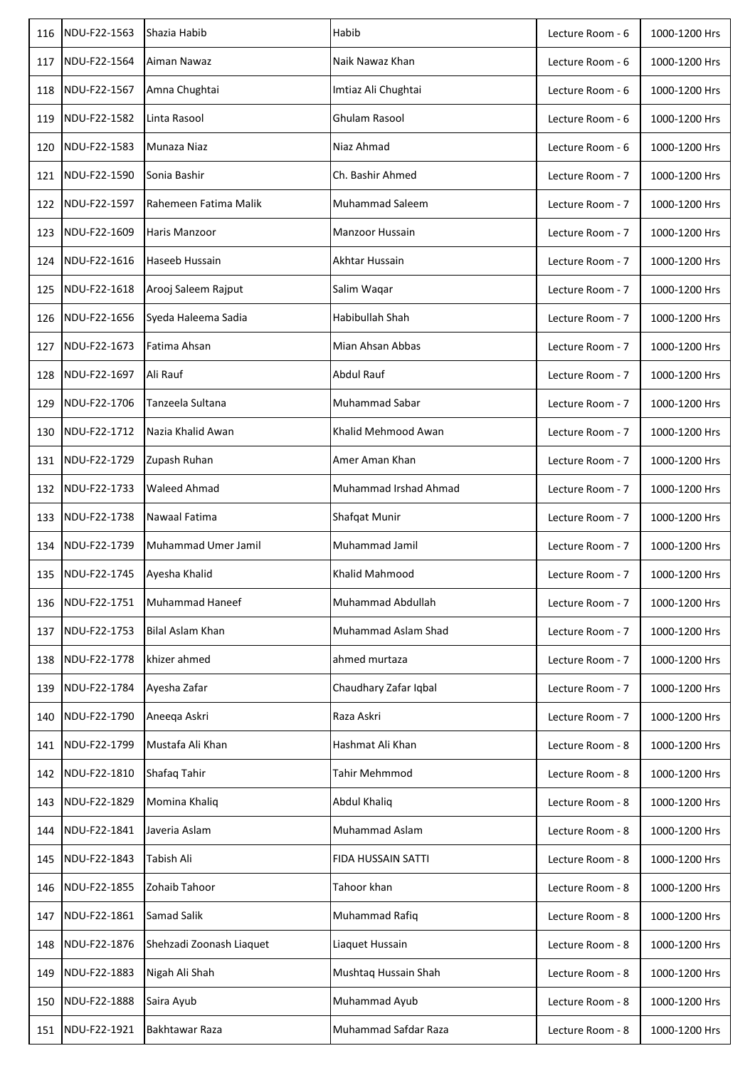| 116 | NDU-F22-1563 | Shazia Habib | Habib | Lecture Room - 6 | 1000-1200 Hrs |
|---|---|---|---|---|---|
| 117 | NDU-F22-1564 | Aiman Nawaz | Naik Nawaz Khan | Lecture Room - 6 | 1000-1200 Hrs |
| 118 | NDU-F22-1567 | Amna Chughtai | Imtiaz Ali Chughtai | Lecture Room - 6 | 1000-1200 Hrs |
| 119 | NDU-F22-1582 | Linta Rasool | Ghulam Rasool | Lecture Room - 6 | 1000-1200 Hrs |
| 120 | NDU-F22-1583 | Munaza Niaz | Niaz Ahmad | Lecture Room - 6 | 1000-1200 Hrs |
| 121 | NDU-F22-1590 | Sonia Bashir | Ch. Bashir Ahmed | Lecture Room - 7 | 1000-1200 Hrs |
| 122 | NDU-F22-1597 | Rahemeen Fatima Malik | Muhammad Saleem | Lecture Room - 7 | 1000-1200 Hrs |
| 123 | NDU-F22-1609 | Haris Manzoor | Manzoor Hussain | Lecture Room - 7 | 1000-1200 Hrs |
| 124 | NDU-F22-1616 | Haseeb Hussain | Akhtar Hussain | Lecture Room - 7 | 1000-1200 Hrs |
| 125 | NDU-F22-1618 | Arooj Saleem Rajput | Salim Waqar | Lecture Room - 7 | 1000-1200 Hrs |
| 126 | NDU-F22-1656 | Syeda Haleema Sadia | Habibullah Shah | Lecture Room - 7 | 1000-1200 Hrs |
| 127 | NDU-F22-1673 | Fatima Ahsan | Mian Ahsan Abbas | Lecture Room - 7 | 1000-1200 Hrs |
| 128 | NDU-F22-1697 | Ali Rauf | Abdul Rauf | Lecture Room - 7 | 1000-1200 Hrs |
| 129 | NDU-F22-1706 | Tanzeela Sultana | Muhammad Sabar | Lecture Room - 7 | 1000-1200 Hrs |
| 130 | NDU-F22-1712 | Nazia Khalid Awan | Khalid Mehmood Awan | Lecture Room - 7 | 1000-1200 Hrs |
| 131 | NDU-F22-1729 | Zupash Ruhan | Amer Aman Khan | Lecture Room - 7 | 1000-1200 Hrs |
| 132 | NDU-F22-1733 | Waleed Ahmad | Muhammad Irshad Ahmad | Lecture Room - 7 | 1000-1200 Hrs |
| 133 | NDU-F22-1738 | Nawaal Fatima | Shafqat Munir | Lecture Room - 7 | 1000-1200 Hrs |
| 134 | NDU-F22-1739 | Muhammad Umer Jamil | Muhammad Jamil | Lecture Room - 7 | 1000-1200 Hrs |
| 135 | NDU-F22-1745 | Ayesha Khalid | Khalid Mahmood | Lecture Room - 7 | 1000-1200 Hrs |
| 136 | NDU-F22-1751 | Muhammad Haneef | Muhammad Abdullah | Lecture Room - 7 | 1000-1200 Hrs |
| 137 | NDU-F22-1753 | Bilal Aslam Khan | Muhammad Aslam Shad | Lecture Room - 7 | 1000-1200 Hrs |
| 138 | NDU-F22-1778 | khizer ahmed | ahmed murtaza | Lecture Room - 7 | 1000-1200 Hrs |
| 139 | NDU-F22-1784 | Ayesha Zafar | Chaudhary Zafar Iqbal | Lecture Room - 7 | 1000-1200 Hrs |
| 140 | NDU-F22-1790 | Aneeqa Askri | Raza Askri | Lecture Room - 7 | 1000-1200 Hrs |
| 141 | NDU-F22-1799 | Mustafa Ali Khan | Hashmat Ali Khan | Lecture Room - 8 | 1000-1200 Hrs |
| 142 | NDU-F22-1810 | Shafaq Tahir | Tahir Mehmmod | Lecture Room - 8 | 1000-1200 Hrs |
| 143 | NDU-F22-1829 | Momina Khaliq | Abdul Khaliq | Lecture Room - 8 | 1000-1200 Hrs |
| 144 | NDU-F22-1841 | Javeria Aslam | Muhammad Aslam | Lecture Room - 8 | 1000-1200 Hrs |
| 145 | NDU-F22-1843 | Tabish Ali | FIDA HUSSAIN SATTI | Lecture Room - 8 | 1000-1200 Hrs |
| 146 | NDU-F22-1855 | Zohaib Tahoor | Tahoor khan | Lecture Room - 8 | 1000-1200 Hrs |
| 147 | NDU-F22-1861 | Samad Salik | Muhammad Rafiq | Lecture Room - 8 | 1000-1200 Hrs |
| 148 | NDU-F22-1876 | Shehzadi Zoonash Liaquet | Liaquet Hussain | Lecture Room - 8 | 1000-1200 Hrs |
| 149 | NDU-F22-1883 | Nigah Ali Shah | Mushtaq Hussain Shah | Lecture Room - 8 | 1000-1200 Hrs |
| 150 | NDU-F22-1888 | Saira Ayub | Muhammad Ayub | Lecture Room - 8 | 1000-1200 Hrs |
| 151 | NDU-F22-1921 | Bakhtawar Raza | Muhammad Safdar Raza | Lecture Room - 8 | 1000-1200 Hrs |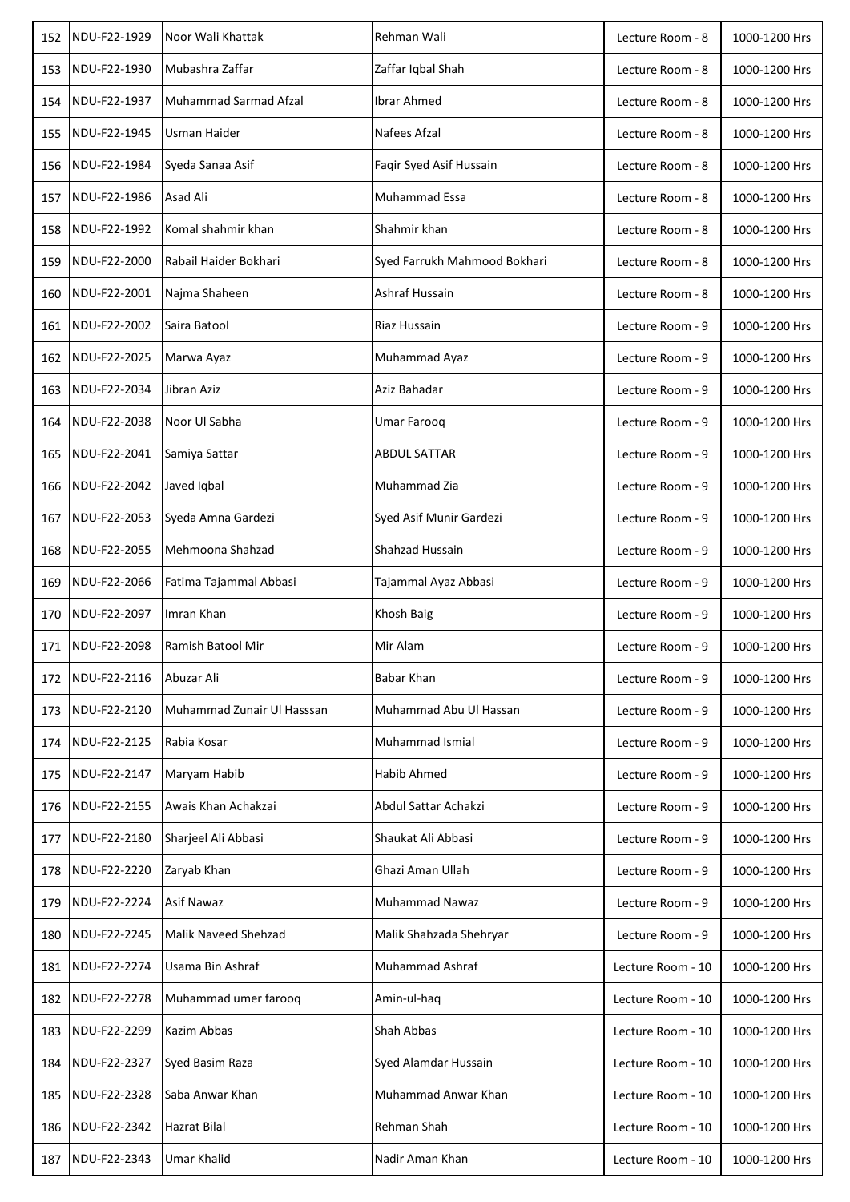| 152 | NDU-F22-1929 | Noor Wali Khattak | Rehman Wali | Lecture Room - 8 | 1000-1200 Hrs |
|---|---|---|---|---|---|
| 153 | NDU-F22-1930 | Mubashra Zaffar | Zaffar Iqbal Shah | Lecture Room - 8 | 1000-1200 Hrs |
| 154 | NDU-F22-1937 | Muhammad Sarmad Afzal | Ibrar Ahmed | Lecture Room - 8 | 1000-1200 Hrs |
| 155 | NDU-F22-1945 | Usman Haider | Nafees Afzal | Lecture Room - 8 | 1000-1200 Hrs |
| 156 | NDU-F22-1984 | Syeda Sanaa Asif | Faqir Syed Asif Hussain | Lecture Room - 8 | 1000-1200 Hrs |
| 157 | NDU-F22-1986 | Asad Ali | Muhammad Essa | Lecture Room - 8 | 1000-1200 Hrs |
| 158 | NDU-F22-1992 | Komal shahmir khan | Shahmir khan | Lecture Room - 8 | 1000-1200 Hrs |
| 159 | NDU-F22-2000 | Rabail Haider Bokhari | Syed Farrukh Mahmood Bokhari | Lecture Room - 8 | 1000-1200 Hrs |
| 160 | NDU-F22-2001 | Najma Shaheen | Ashraf Hussain | Lecture Room - 8 | 1000-1200 Hrs |
| 161 | NDU-F22-2002 | Saira Batool | Riaz Hussain | Lecture Room - 9 | 1000-1200 Hrs |
| 162 | NDU-F22-2025 | Marwa Ayaz | Muhammad Ayaz | Lecture Room - 9 | 1000-1200 Hrs |
| 163 | NDU-F22-2034 | Jibran Aziz | Aziz Bahadar | Lecture Room - 9 | 1000-1200 Hrs |
| 164 | NDU-F22-2038 | Noor Ul Sabha | Umar Farooq | Lecture Room - 9 | 1000-1200 Hrs |
| 165 | NDU-F22-2041 | Samiya Sattar | ABDUL SATTAR | Lecture Room - 9 | 1000-1200 Hrs |
| 166 | NDU-F22-2042 | Javed Iqbal | Muhammad Zia | Lecture Room - 9 | 1000-1200 Hrs |
| 167 | NDU-F22-2053 | Syeda Amna Gardezi | Syed Asif Munir Gardezi | Lecture Room - 9 | 1000-1200 Hrs |
| 168 | NDU-F22-2055 | Mehmoona Shahzad | Shahzad Hussain | Lecture Room - 9 | 1000-1200 Hrs |
| 169 | NDU-F22-2066 | Fatima Tajammal Abbasi | Tajammal Ayaz Abbasi | Lecture Room - 9 | 1000-1200 Hrs |
| 170 | NDU-F22-2097 | Imran Khan | Khosh Baig | Lecture Room - 9 | 1000-1200 Hrs |
| 171 | NDU-F22-2098 | Ramish Batool Mir | Mir Alam | Lecture Room - 9 | 1000-1200 Hrs |
| 172 | NDU-F22-2116 | Abuzar Ali | Babar Khan | Lecture Room - 9 | 1000-1200 Hrs |
| 173 | NDU-F22-2120 | Muhammad Zunair Ul Hasssan | Muhammad Abu Ul Hassan | Lecture Room - 9 | 1000-1200 Hrs |
| 174 | NDU-F22-2125 | Rabia Kosar | Muhammad Ismial | Lecture Room - 9 | 1000-1200 Hrs |
| 175 | NDU-F22-2147 | Maryam Habib | Habib Ahmed | Lecture Room - 9 | 1000-1200 Hrs |
| 176 | NDU-F22-2155 | Awais Khan Achakzai | Abdul Sattar Achakzi | Lecture Room - 9 | 1000-1200 Hrs |
| 177 | NDU-F22-2180 | Sharjeel Ali Abbasi | Shaukat Ali Abbasi | Lecture Room - 9 | 1000-1200 Hrs |
| 178 | NDU-F22-2220 | Zaryab Khan | Ghazi Aman Ullah | Lecture Room - 9 | 1000-1200 Hrs |
| 179 | NDU-F22-2224 | Asif Nawaz | Muhammad Nawaz | Lecture Room - 9 | 1000-1200 Hrs |
| 180 | NDU-F22-2245 | Malik Naveed Shehzad | Malik Shahzada Shehryar | Lecture Room - 9 | 1000-1200 Hrs |
| 181 | NDU-F22-2274 | Usama Bin Ashraf | Muhammad Ashraf | Lecture Room - 10 | 1000-1200 Hrs |
| 182 | NDU-F22-2278 | Muhammad umer farooq | Amin-ul-haq | Lecture Room - 10 | 1000-1200 Hrs |
| 183 | NDU-F22-2299 | Kazim Abbas | Shah Abbas | Lecture Room - 10 | 1000-1200 Hrs |
| 184 | NDU-F22-2327 | Syed Basim Raza | Syed Alamdar Hussain | Lecture Room - 10 | 1000-1200 Hrs |
| 185 | NDU-F22-2328 | Saba Anwar Khan | Muhammad Anwar Khan | Lecture Room - 10 | 1000-1200 Hrs |
| 186 | NDU-F22-2342 | Hazrat Bilal | Rehman Shah | Lecture Room - 10 | 1000-1200 Hrs |
| 187 | NDU-F22-2343 | Umar Khalid | Nadir Aman Khan | Lecture Room - 10 | 1000-1200 Hrs |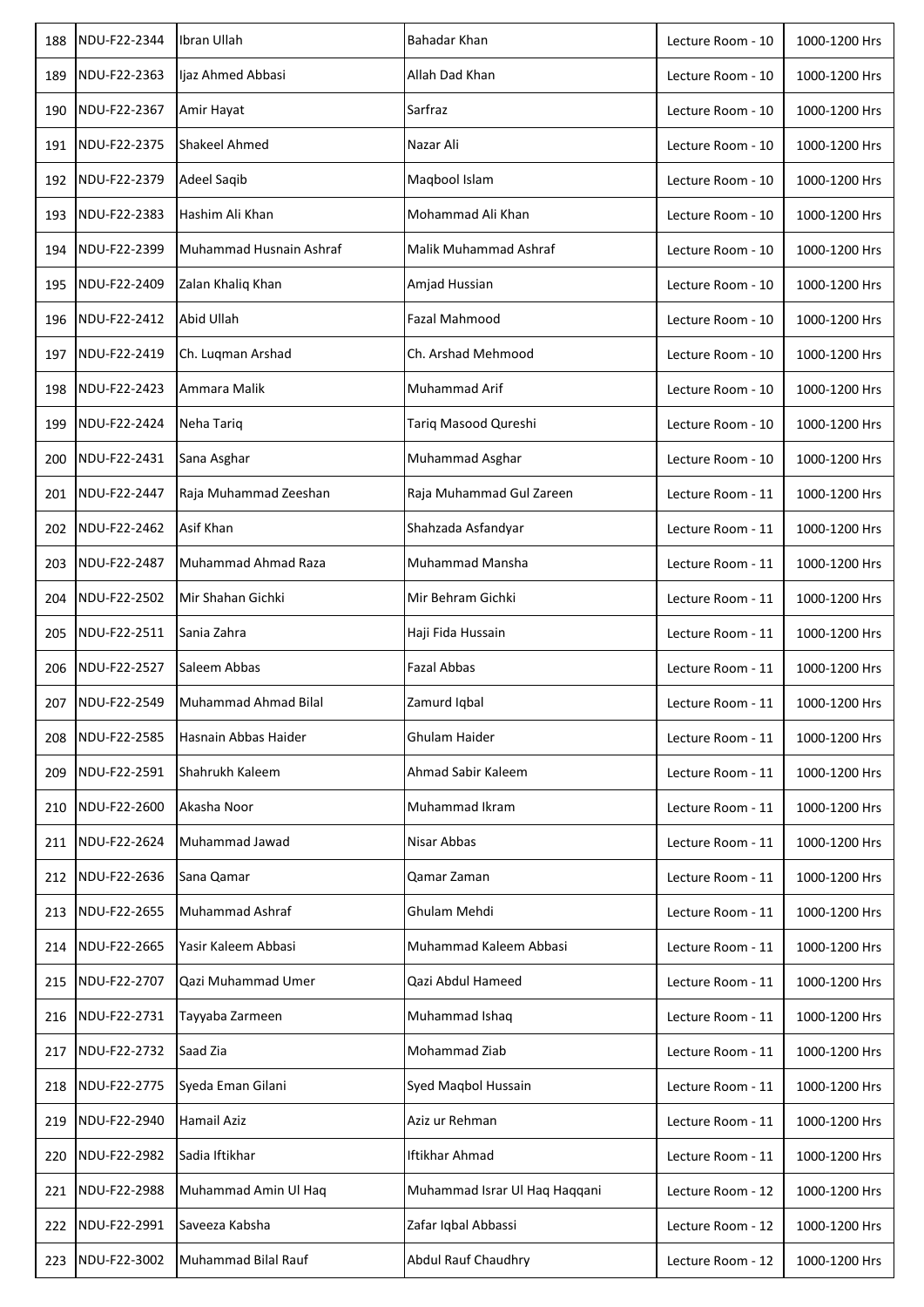| 188 | NDU-F22-2344 | Ibran Ullah | Bahadar Khan | Lecture Room - 10 | 1000-1200 Hrs |
|---|---|---|---|---|---|
| 189 | NDU-F22-2363 | Ijaz Ahmed Abbasi | Allah Dad Khan | Lecture Room - 10 | 1000-1200 Hrs |
| 190 | NDU-F22-2367 | Amir Hayat | Sarfraz | Lecture Room - 10 | 1000-1200 Hrs |
| 191 | NDU-F22-2375 | Shakeel Ahmed | Nazar Ali | Lecture Room - 10 | 1000-1200 Hrs |
| 192 | NDU-F22-2379 | Adeel Saqib | Maqbool Islam | Lecture Room - 10 | 1000-1200 Hrs |
| 193 | NDU-F22-2383 | Hashim Ali Khan | Mohammad Ali Khan | Lecture Room - 10 | 1000-1200 Hrs |
| 194 | NDU-F22-2399 | Muhammad Husnain Ashraf | Malik Muhammad Ashraf | Lecture Room - 10 | 1000-1200 Hrs |
| 195 | NDU-F22-2409 | Zalan Khaliq Khan | Amjad Hussian | Lecture Room - 10 | 1000-1200 Hrs |
| 196 | NDU-F22-2412 | Abid Ullah | Fazal Mahmood | Lecture Room - 10 | 1000-1200 Hrs |
| 197 | NDU-F22-2419 | Ch. Luqman Arshad | Ch. Arshad Mehmood | Lecture Room - 10 | 1000-1200 Hrs |
| 198 | NDU-F22-2423 | Ammara Malik | Muhammad Arif | Lecture Room - 10 | 1000-1200 Hrs |
| 199 | NDU-F22-2424 | Neha Tariq | Tariq Masood Qureshi | Lecture Room - 10 | 1000-1200 Hrs |
| 200 | NDU-F22-2431 | Sana Asghar | Muhammad Asghar | Lecture Room - 10 | 1000-1200 Hrs |
| 201 | NDU-F22-2447 | Raja Muhammad Zeeshan | Raja Muhammad Gul Zareen | Lecture Room - 11 | 1000-1200 Hrs |
| 202 | NDU-F22-2462 | Asif Khan | Shahzada Asfandyar | Lecture Room - 11 | 1000-1200 Hrs |
| 203 | NDU-F22-2487 | Muhammad Ahmad Raza | Muhammad Mansha | Lecture Room - 11 | 1000-1200 Hrs |
| 204 | NDU-F22-2502 | Mir Shahan Gichki | Mir Behram Gichki | Lecture Room - 11 | 1000-1200 Hrs |
| 205 | NDU-F22-2511 | Sania Zahra | Haji Fida Hussain | Lecture Room - 11 | 1000-1200 Hrs |
| 206 | NDU-F22-2527 | Saleem Abbas | Fazal Abbas | Lecture Room - 11 | 1000-1200 Hrs |
| 207 | NDU-F22-2549 | Muhammad Ahmad Bilal | Zamurd Iqbal | Lecture Room - 11 | 1000-1200 Hrs |
| 208 | NDU-F22-2585 | Hasnain Abbas Haider | Ghulam Haider | Lecture Room - 11 | 1000-1200 Hrs |
| 209 | NDU-F22-2591 | Shahrukh Kaleem | Ahmad Sabir Kaleem | Lecture Room - 11 | 1000-1200 Hrs |
| 210 | NDU-F22-2600 | Akasha Noor | Muhammad Ikram | Lecture Room - 11 | 1000-1200 Hrs |
| 211 | NDU-F22-2624 | Muhammad Jawad | Nisar Abbas | Lecture Room - 11 | 1000-1200 Hrs |
| 212 | NDU-F22-2636 | Sana Qamar | Qamar Zaman | Lecture Room - 11 | 1000-1200 Hrs |
| 213 | NDU-F22-2655 | Muhammad Ashraf | Ghulam Mehdi | Lecture Room - 11 | 1000-1200 Hrs |
| 214 | NDU-F22-2665 | Yasir Kaleem Abbasi | Muhammad Kaleem Abbasi | Lecture Room - 11 | 1000-1200 Hrs |
| 215 | NDU-F22-2707 | Qazi Muhammad Umer | Qazi Abdul Hameed | Lecture Room - 11 | 1000-1200 Hrs |
| 216 | NDU-F22-2731 | Tayyaba Zarmeen | Muhammad Ishaq | Lecture Room - 11 | 1000-1200 Hrs |
| 217 | NDU-F22-2732 | Saad Zia | Mohammad Ziab | Lecture Room - 11 | 1000-1200 Hrs |
| 218 | NDU-F22-2775 | Syeda Eman Gilani | Syed Maqbol Hussain | Lecture Room - 11 | 1000-1200 Hrs |
| 219 | NDU-F22-2940 | Hamail Aziz | Aziz ur Rehman | Lecture Room - 11 | 1000-1200 Hrs |
| 220 | NDU-F22-2982 | Sadia Iftikhar | Iftikhar Ahmad | Lecture Room - 11 | 1000-1200 Hrs |
| 221 | NDU-F22-2988 | Muhammad Amin Ul Haq | Muhammad Israr Ul Haq Haqqani | Lecture Room - 12 | 1000-1200 Hrs |
| 222 | NDU-F22-2991 | Saveeza Kabsha | Zafar Iqbal Abbassi | Lecture Room - 12 | 1000-1200 Hrs |
| 223 | NDU-F22-3002 | Muhammad Bilal Rauf | Abdul Rauf Chaudhry | Lecture Room - 12 | 1000-1200 Hrs |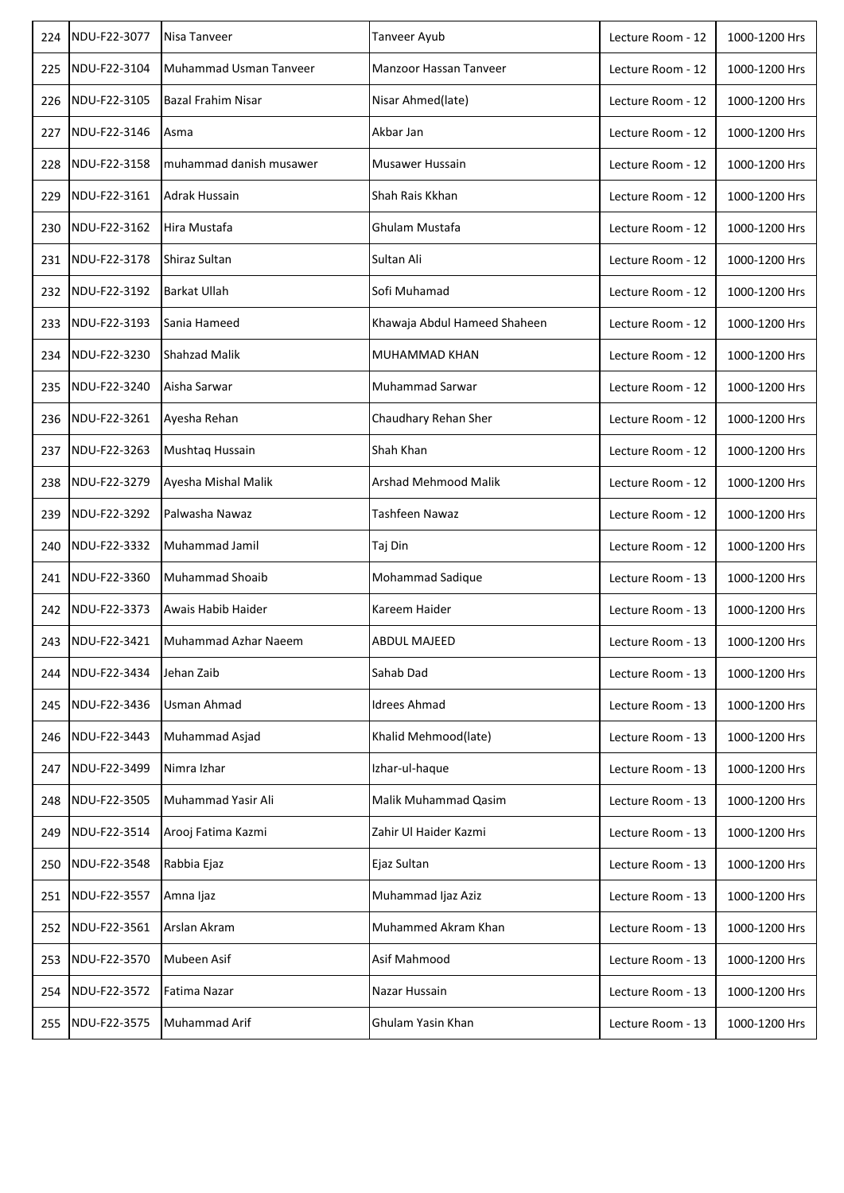| | | | | | |
|---|---|---|---|---|---|
| 224 | NDU-F22-3077 | Nisa Tanveer | Tanveer Ayub | Lecture Room - 12 | 1000-1200 Hrs |
| 225 | NDU-F22-3104 | Muhammad Usman Tanveer | Manzoor Hassan Tanveer | Lecture Room - 12 | 1000-1200 Hrs |
| 226 | NDU-F22-3105 | Bazal Frahim Nisar | Nisar Ahmed(late) | Lecture Room - 12 | 1000-1200 Hrs |
| 227 | NDU-F22-3146 | Asma | Akbar Jan | Lecture Room - 12 | 1000-1200 Hrs |
| 228 | NDU-F22-3158 | muhammad danish musawer | Musawer Hussain | Lecture Room - 12 | 1000-1200 Hrs |
| 229 | NDU-F22-3161 | Adrak Hussain | Shah Rais Kkhan | Lecture Room - 12 | 1000-1200 Hrs |
| 230 | NDU-F22-3162 | Hira Mustafa | Ghulam Mustafa | Lecture Room - 12 | 1000-1200 Hrs |
| 231 | NDU-F22-3178 | Shiraz Sultan | Sultan Ali | Lecture Room - 12 | 1000-1200 Hrs |
| 232 | NDU-F22-3192 | Barkat Ullah | Sofi Muhamad | Lecture Room - 12 | 1000-1200 Hrs |
| 233 | NDU-F22-3193 | Sania Hameed | Khawaja Abdul Hameed Shaheen | Lecture Room - 12 | 1000-1200 Hrs |
| 234 | NDU-F22-3230 | Shahzad Malik | MUHAMMAD KHAN | Lecture Room - 12 | 1000-1200 Hrs |
| 235 | NDU-F22-3240 | Aisha Sarwar | Muhammad Sarwar | Lecture Room - 12 | 1000-1200 Hrs |
| 236 | NDU-F22-3261 | Ayesha Rehan | Chaudhary Rehan Sher | Lecture Room - 12 | 1000-1200 Hrs |
| 237 | NDU-F22-3263 | Mushtaq Hussain | Shah Khan | Lecture Room - 12 | 1000-1200 Hrs |
| 238 | NDU-F22-3279 | Ayesha Mishal Malik | Arshad Mehmood Malik | Lecture Room - 12 | 1000-1200 Hrs |
| 239 | NDU-F22-3292 | Palwasha Nawaz | Tashfeen Nawaz | Lecture Room - 12 | 1000-1200 Hrs |
| 240 | NDU-F22-3332 | Muhammad Jamil | Taj Din | Lecture Room - 12 | 1000-1200 Hrs |
| 241 | NDU-F22-3360 | Muhammad Shoaib | Mohammad Sadique | Lecture Room - 13 | 1000-1200 Hrs |
| 242 | NDU-F22-3373 | Awais Habib Haider | Kareem Haider | Lecture Room - 13 | 1000-1200 Hrs |
| 243 | NDU-F22-3421 | Muhammad Azhar Naeem | ABDUL MAJEED | Lecture Room - 13 | 1000-1200 Hrs |
| 244 | NDU-F22-3434 | Jehan Zaib | Sahab Dad | Lecture Room - 13 | 1000-1200 Hrs |
| 245 | NDU-F22-3436 | Usman Ahmad | Idrees Ahmad | Lecture Room - 13 | 1000-1200 Hrs |
| 246 | NDU-F22-3443 | Muhammad Asjad | Khalid Mehmood(late) | Lecture Room - 13 | 1000-1200 Hrs |
| 247 | NDU-F22-3499 | Nimra Izhar | Izhar-ul-haque | Lecture Room - 13 | 1000-1200 Hrs |
| 248 | NDU-F22-3505 | Muhammad Yasir Ali | Malik Muhammad Qasim | Lecture Room - 13 | 1000-1200 Hrs |
| 249 | NDU-F22-3514 | Arooj Fatima Kazmi | Zahir Ul Haider Kazmi | Lecture Room - 13 | 1000-1200 Hrs |
| 250 | NDU-F22-3548 | Rabbia Ejaz | Ejaz Sultan | Lecture Room - 13 | 1000-1200 Hrs |
| 251 | NDU-F22-3557 | Amna Ijaz | Muhammad Ijaz Aziz | Lecture Room - 13 | 1000-1200 Hrs |
| 252 | NDU-F22-3561 | Arslan Akram | Muhammed Akram Khan | Lecture Room - 13 | 1000-1200 Hrs |
| 253 | NDU-F22-3570 | Mubeen Asif | Asif Mahmood | Lecture Room - 13 | 1000-1200 Hrs |
| 254 | NDU-F22-3572 | Fatima Nazar | Nazar Hussain | Lecture Room - 13 | 1000-1200 Hrs |
| 255 | NDU-F22-3575 | Muhammad Arif | Ghulam Yasin Khan | Lecture Room - 13 | 1000-1200 Hrs |